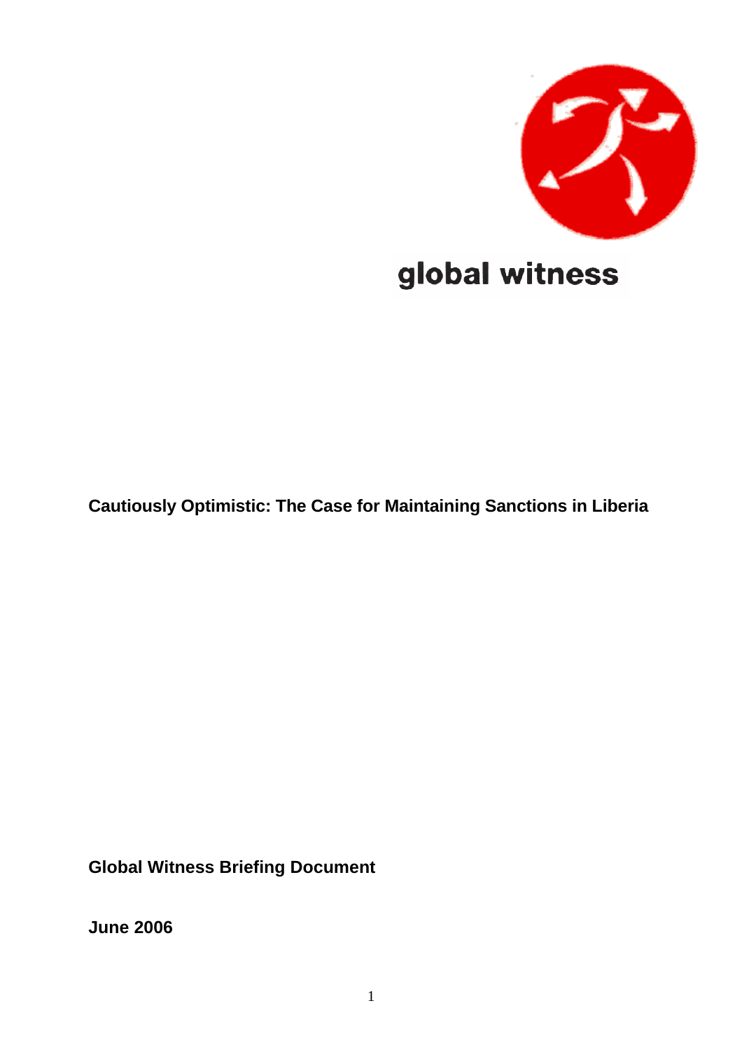global witness

# Cautiously Optimistic: The Case for Maintaining Sanctions in Liberia

**Global Witness Briefing Document**

**June 2006**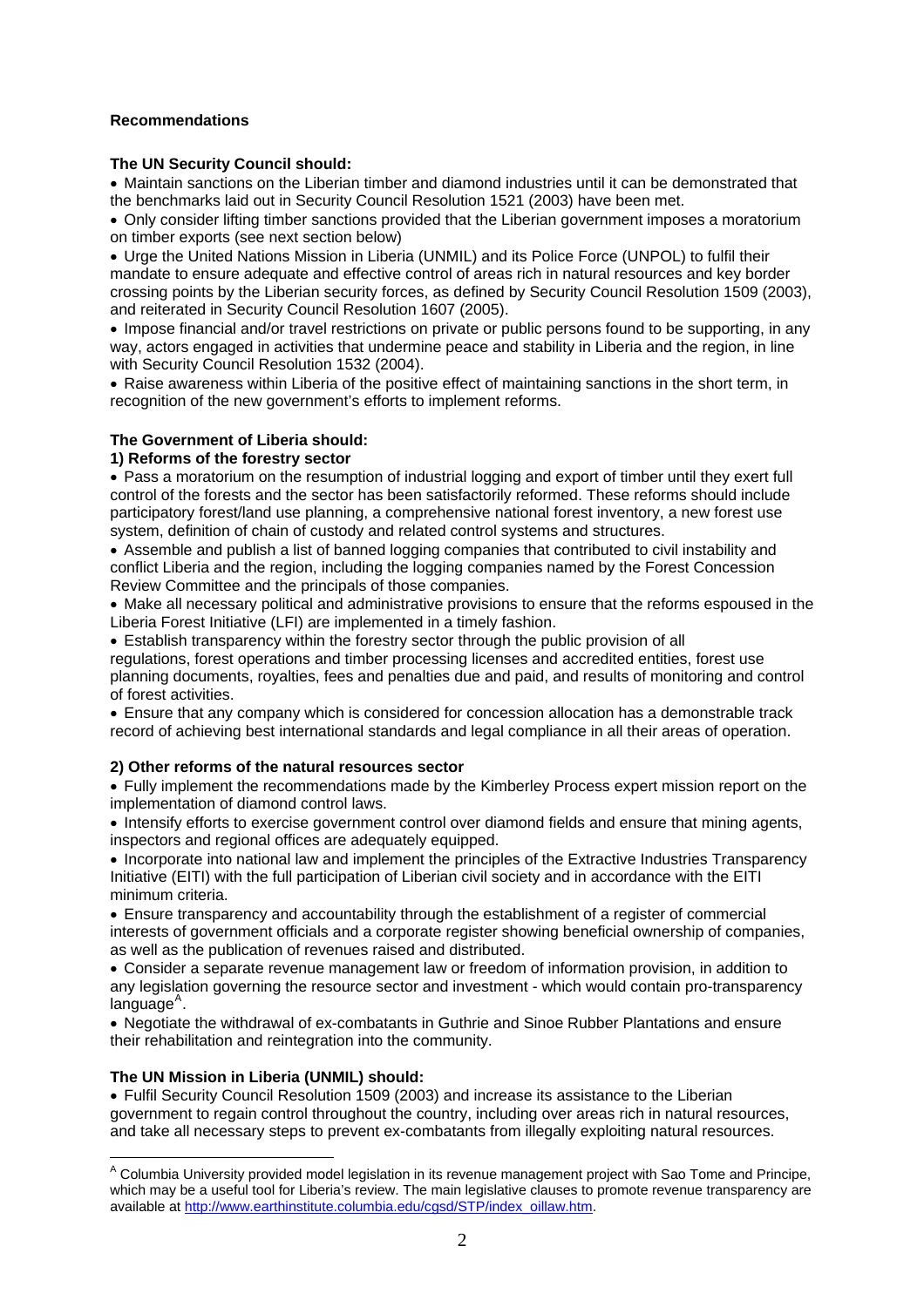**Recommendations**

**The UN Security Council should:**

- Maintain sanctions on the Liberian timber and diamond industries until it can be demonstrated that the benchmarks laid out in Security Council Resolution 1521 (2003) have been met.
- Only consider lifting timber sanctions provided that the Liberian government imposes a moratorium on timber exports (see next section below)
- Urge the United Nations Mission in Liberia (UNMIL) and its Police Force (UNPOL) to fulfil their mandate to ensure adequate and effective control of areas rich in natural resources and key border crossing points by the Liberian security forces, as defined by Security Council Resolution 1509 (2003), and reiterated in Security Council Resolution 1607 (2005).
- Impose financial and/or travel restrictions on private or public persons found to be supporting, in any way, actors engaged in activities that undermine peace and stability in Liberia and the region, in line with Security Council Resolution 1532 (2004).
- Raise awareness within Liberia of the positive effect of maintaining sanctions in the short term, in recognition of the new government's efforts to implement reforms.

**The Government of Liberia should:**

**1) Reforms of the forestry sector**

- Pass a moratorium on the resumption of industrial logging and export of timber until they exert full control of the forests and the sector has been satisfactorily reformed. These reforms should include participatory forest/land use planning, a comprehensive national forest inventory, a new forest use system, definition of chain of custody and related control systems and structures.
- Assemble and publish a list of banned logging companies that contributed to civil instability and conflict Liberia and the region, including the logging companies named by the Forest Concession Review Committee and the principals of those companies.
- Make all necessary political and administrative provisions to ensure that the reforms espoused in the Liberia Forest Initiative (LFI) are implemented in a timely fashion.
- Establish transparency within the forestry sector through the public provision of all regulations, forest operations and timber processing licenses and accredited entities, forest use planning documents, royalties, fees and penalties due and paid, and results of monitoring and control of forest activities.
- Ensure that any company which is considered for concession allocation has a demonstrable track record of achieving best international standards and legal compliance in all their areas of operation.

**2) Other reforms of the natural resources sector**

- Fully implement the recommendations made by the Kimberley Process expert mission report on the implementation of diamond control laws.
- Intensify efforts to exercise government control over diamond fields and ensure that mining agents, inspectors and regional offices are adequately equipped.
- Incorporate into national law and implement the principles of the Extractive Industries Transparency Initiative (EITI) with the full participation of Liberian civil society and in accordance with the EITI minimum criteria.
- Ensure transparency and accountability through the establishment of a register of commercial interests of government officials and a corporate register showing beneficial ownership of companies, as well as the publication of revenues raised and distributed.
- Consider a separate revenue management law or freedom of information provision, in addition to any legislation governing the resource sector and investment - which would contain pro-transparency language[A].
- Negotiate the withdrawal of ex-combatants in Guthrie and Sinoe Rubber Plantations and ensure their rehabilitation and reintegration into the community.

**The UN Mission in Liberia (UNMIL) should:**

- Fulfil Security Council Resolution 1509 (2003) and increase its assistance to the Liberian government to regain control throughout the country, including over areas rich in natural resources, and take all necessary steps to prevent ex-combatants from illegally exploiting natural resources.

---

[A] Columbia University provided model legislation in its revenue management project with Sao Tome and Principe, which may be a useful tool for Liberia's review. The main legislative clauses to promote revenue transparency are available at http://www.earthinstitute.columbia.edu/cgsd/STP/index_oillaw.htm.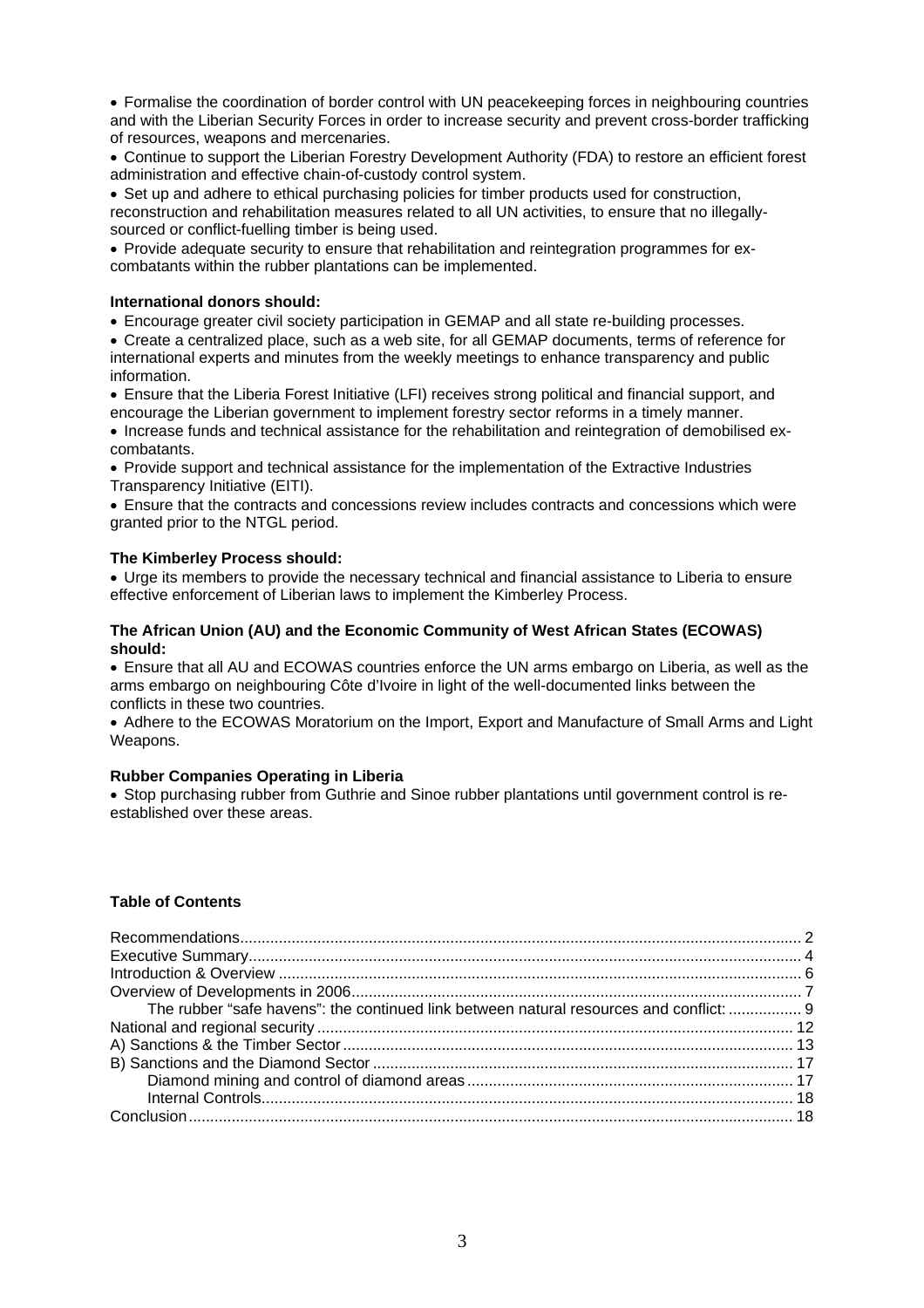- Formalise the coordination of border control with UN peacekeeping forces in neighbouring countries and with the Liberian Security Forces in order to increase security and prevent cross-border trafficking of resources, weapons and mercenaries.
- Continue to support the Liberian Forestry Development Authority (FDA) to restore an efficient forest administration and effective chain-of-custody control system.
- Set up and adhere to ethical purchasing policies for timber products used for construction, reconstruction and rehabilitation measures related to all UN activities, to ensure that no illegally-sourced or conflict-fuelling timber is being used.
- Provide adequate security to ensure that rehabilitation and reintegration programmes for ex-combatants within the rubber plantations can be implemented.

**International donors should:**

- Encourage greater civil society participation in GEMAP and all state re-building processes.
- Create a centralized place, such as a web site, for all GEMAP documents, terms of reference for international experts and minutes from the weekly meetings to enhance transparency and public information.
- Ensure that the Liberia Forest Initiative (LFI) receives strong political and financial support, and encourage the Liberian government to implement forestry sector reforms in a timely manner.
- Increase funds and technical assistance for the rehabilitation and reintegration of demobilised ex-combatants.
- Provide support and technical assistance for the implementation of the Extractive Industries Transparency Initiative (EITI).
- Ensure that the contracts and concessions review includes contracts and concessions which were granted prior to the NTGL period.

**The Kimberley Process should:**

- Urge its members to provide the necessary technical and financial assistance to Liberia to ensure effective enforcement of Liberian laws to implement the Kimberley Process.

**The African Union (AU) and the Economic Community of West African States (ECOWAS) should:**

- Ensure that all AU and ECOWAS countries enforce the UN arms embargo on Liberia, as well as the arms embargo on neighbouring Côte d'Ivoire in light of the well-documented links between the conflicts in these two countries.
- Adhere to the ECOWAS Moratorium on the Import, Export and Manufacture of Small Arms and Light Weapons.

**Rubber Companies Operating in Liberia**

- Stop purchasing rubber from Guthrie and Sinoe rubber plantations until government control is re-established over these areas.

**Table of Contents**

Recommendations .......... 2
Executive Summary .......... 4
Introduction & Overview .......... 6
Overview of Developments in 2006 .......... 7
    The rubber "safe havens": the continued link between natural resources and conflict: .......... 9
National and regional security .......... 12
A) Sanctions & the Timber Sector .......... 13
B) Sanctions and the Diamond Sector .......... 17
    Diamond mining and control of diamond areas .......... 17
    Internal Controls .......... 18
Conclusion .......... 18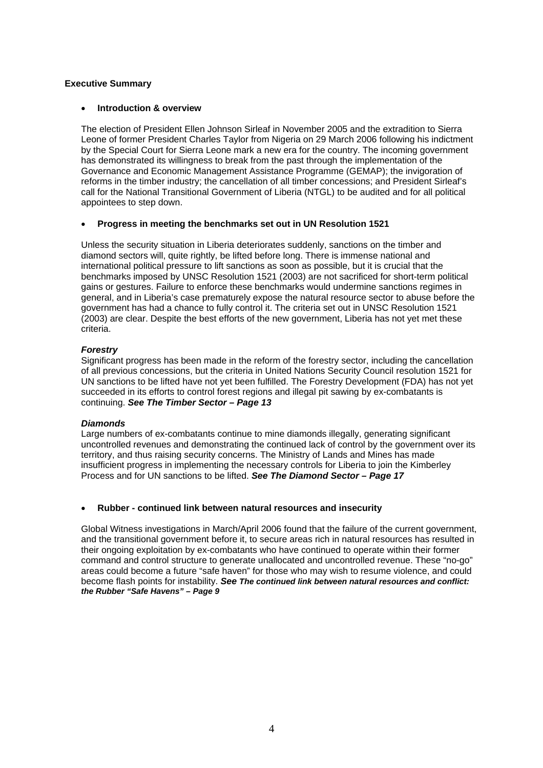## Executive Summary

- **Introduction & overview**

The election of President Ellen Johnson Sirleaf in November 2005 and the extradition to Sierra Leone of former President Charles Taylor from Nigeria on 29 March 2006 following his indictment by the Special Court for Sierra Leone mark a new era for the country. The incoming government has demonstrated its willingness to break from the past through the implementation of the Governance and Economic Management Assistance Programme (GEMAP); the invigoration of reforms in the timber industry; the cancellation of all timber concessions; and President Sirleaf's call for the National Transitional Government of Liberia (NTGL) to be audited and for all political appointees to step down.

- **Progress in meeting the benchmarks set out in UN Resolution 1521**

Unless the security situation in Liberia deteriorates suddenly, sanctions on the timber and diamond sectors will, quite rightly, be lifted before long. There is immense national and international political pressure to lift sanctions as soon as possible, but it is crucial that the benchmarks imposed by UNSC Resolution 1521 (2003) are not sacrificed for short-term political gains or gestures. Failure to enforce these benchmarks would undermine sanctions regimes in general, and in Liberia's case prematurely expose the natural resource sector to abuse before the government has had a chance to fully control it. The criteria set out in UNSC Resolution 1521 (2003) are clear. Despite the best efforts of the new government, Liberia has not yet met these criteria.

***Forestry***

Significant progress has been made in the reform of the forestry sector, including the cancellation of all previous concessions, but the criteria in United Nations Security Council resolution 1521 for UN sanctions to be lifted have not yet been fulfilled. The Forestry Development (FDA) has not yet succeeded in its efforts to control forest regions and illegal pit sawing by ex-combatants is continuing. ***See The Timber Sector – Page 13***

***Diamonds***

Large numbers of ex-combatants continue to mine diamonds illegally, generating significant uncontrolled revenues and demonstrating the continued lack of control by the government over its territory, and thus raising security concerns. The Ministry of Lands and Mines has made insufficient progress in implementing the necessary controls for Liberia to join the Kimberley Process and for UN sanctions to be lifted. ***See The Diamond Sector – Page 17***

- **Rubber - continued link between natural resources and insecurity**

Global Witness investigations in March/April 2006 found that the failure of the current government, and the transitional government before it, to secure areas rich in natural resources has resulted in their ongoing exploitation by ex-combatants who have continued to operate within their former command and control structure to generate unallocated and uncontrolled revenue. These "no-go" areas could become a future "safe haven" for those who may wish to resume violence, and could become flash points for instability. ***See The continued link between natural resources and conflict: the Rubber "Safe Havens" – Page 9***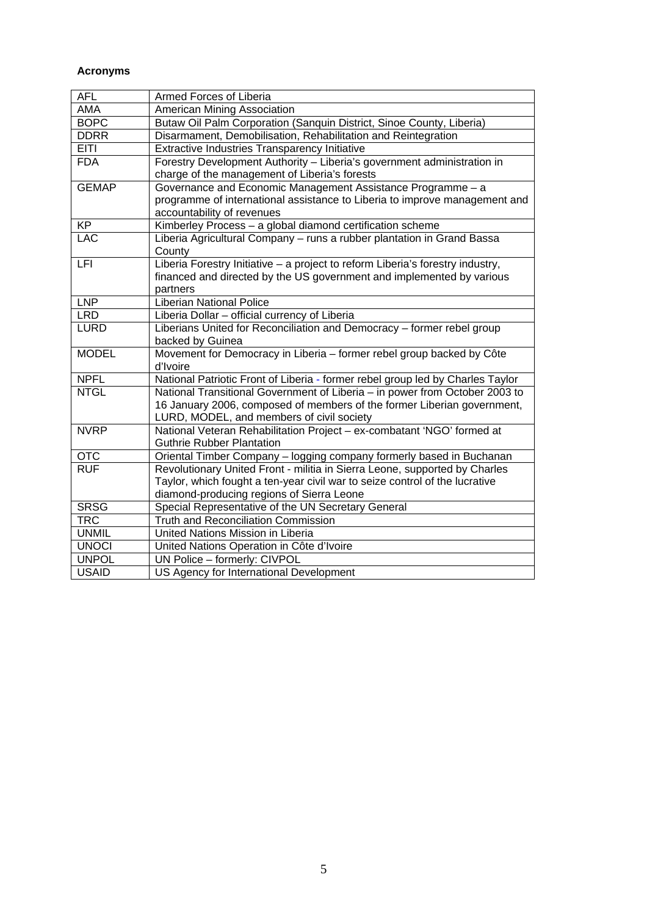**Acronyms**

| | |
|---|---|
| AFL | Armed Forces of Liberia |
| AMA | American Mining Association |
| BOPC | Butaw Oil Palm Corporation (Sanquin District, Sinoe County, Liberia) |
| DDRR | Disarmament, Demobilisation, Rehabilitation and Reintegration |
| EITI | Extractive Industries Transparency Initiative |
| FDA | Forestry Development Authority – Liberia's government administration in charge of the management of Liberia's forests |
| GEMAP | Governance and Economic Management Assistance Programme – a programme of international assistance to Liberia to improve management and accountability of revenues |
| KP | Kimberley Process – a global diamond certification scheme |
| LAC | Liberia Agricultural Company – runs a rubber plantation in Grand Bassa County |
| LFI | Liberia Forestry Initiative – a project to reform Liberia's forestry industry, financed and directed by the US government and implemented by various partners |
| LNP | Liberian National Police |
| LRD | Liberia Dollar – official currency of Liberia |
| LURD | Liberians United for Reconciliation and Democracy – former rebel group backed by Guinea |
| MODEL | Movement for Democracy in Liberia – former rebel group backed by Côte d'Ivoire |
| NPFL | National Patriotic Front of Liberia - former rebel group led by Charles Taylor |
| NTGL | National Transitional Government of Liberia – in power from October 2003 to 16 January 2006, composed of members of the former Liberian government, LURD, MODEL, and members of civil society |
| NVRP | National Veteran Rehabilitation Project – ex-combatant 'NGO' formed at Guthrie Rubber Plantation |
| OTC | Oriental Timber Company – logging company formerly based in Buchanan |
| RUF | Revolutionary United Front - militia in Sierra Leone, supported by Charles Taylor, which fought a ten-year civil war to seize control of the lucrative diamond-producing regions of Sierra Leone |
| SRSG | Special Representative of the UN Secretary General |
| TRC | Truth and Reconciliation Commission |
| UNMIL | United Nations Mission in Liberia |
| UNOCI | United Nations Operation in Côte d'Ivoire |
| UNPOL | UN Police – formerly: CIVPOL |
| USAID | US Agency for International Development |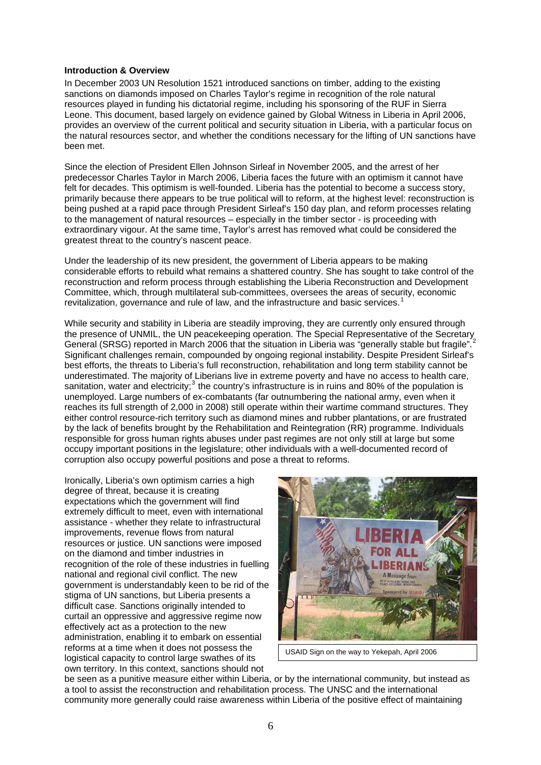**Introduction & Overview**

In December 2003 UN Resolution 1521 introduced sanctions on timber, adding to the existing sanctions on diamonds imposed on Charles Taylor's regime in recognition of the role natural resources played in funding his dictatorial regime, including his sponsoring of the RUF in Sierra Leone. This document, based largely on evidence gained by Global Witness in Liberia in April 2006, provides an overview of the current political and security situation in Liberia, with a particular focus on the natural resources sector, and whether the conditions necessary for the lifting of UN sanctions have been met.

Since the election of President Ellen Johnson Sirleaf in November 2005, and the arrest of her predecessor Charles Taylor in March 2006, Liberia faces the future with an optimism it cannot have felt for decades. This optimism is well-founded. Liberia has the potential to become a success story, primarily because there appears to be true political will to reform, at the highest level: reconstruction is being pushed at a rapid pace through President Sirleaf's 150 day plan, and reform processes relating to the management of natural resources – especially in the timber sector - is proceeding with extraordinary vigour. At the same time, Taylor's arrest has removed what could be considered the greatest threat to the country's nascent peace.

Under the leadership of its new president, the government of Liberia appears to be making considerable efforts to rebuild what remains a shattered country. She has sought to take control of the reconstruction and reform process through establishing the Liberia Reconstruction and Development Committee, which, through multilateral sub-committees, oversees the areas of security, economic revitalization, governance and rule of law, and the infrastructure and basic services.[1]

While security and stability in Liberia are steadily improving, they are currently only ensured through the presence of UNMIL, the UN peacekeeping operation. The Special Representative of the Secretary General (SRSG) reported in March 2006 that the situation in Liberia was "generally stable but fragile".[2] Significant challenges remain, compounded by ongoing regional instability. Despite President Sirleaf's best efforts, the threats to Liberia's full reconstruction, rehabilitation and long term stability cannot be underestimated. The majority of Liberians live in extreme poverty and have no access to health care, sanitation, water and electricity;[3] the country's infrastructure is in ruins and 80% of the population is unemployed. Large numbers of ex-combatants (far outnumbering the national army, even when it reaches its full strength of 2,000 in 2008) still operate within their wartime command structures. They either control resource-rich territory such as diamond mines and rubber plantations, or are frustrated by the lack of benefits brought by the Rehabilitation and Reintegration (RR) programme. Individuals responsible for gross human rights abuses under past regimes are not only still at large but some occupy important positions in the legislature; other individuals with a well-documented record of corruption also occupy powerful positions and pose a threat to reforms.

Ironically, Liberia's own optimism carries a high degree of threat, because it is creating expectations which the government will find extremely difficult to meet, even with international assistance - whether they relate to infrastructural improvements, revenue flows from natural resources or justice. UN sanctions were imposed on the diamond and timber industries in recognition of the role of these industries in fuelling national and regional civil conflict. The new government is understandably keen to be rid of the stigma of UN sanctions, but Liberia presents a difficult case. Sanctions originally intended to curtail an oppressive and aggressive regime now effectively act as a protection to the new administration, enabling it to embark on essential reforms at a time when it does not possess the logistical capacity to control large swathes of its own territory. In this context, sanctions should not be seen as a punitive measure either within Liberia, or by the international community, but instead as a tool to assist the reconstruction and rehabilitation process. The UNSC and the international community more generally could raise awareness within Liberia of the positive effect of maintaining

USAID Sign on the way to Yekepah, April 2006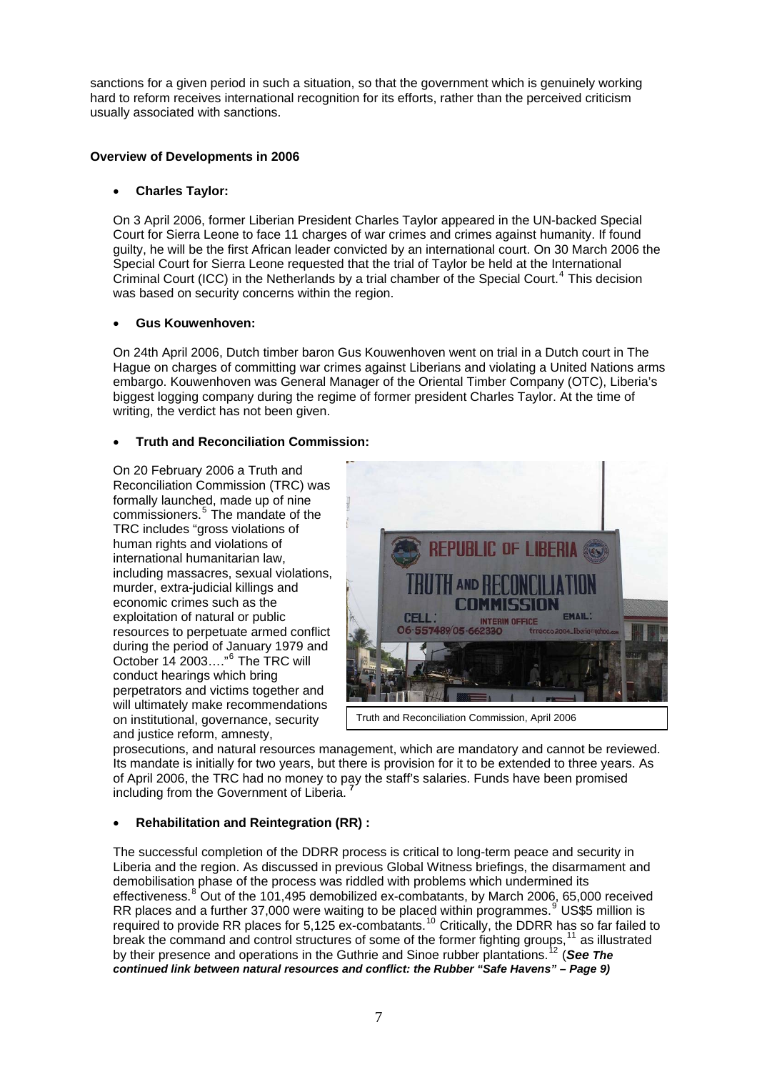sanctions for a given period in such a situation, so that the government which is genuinely working hard to reform receives international recognition for its efforts, rather than the perceived criticism usually associated with sanctions.

**Overview of Developments in 2006**

- **Charles Taylor:**

On 3 April 2006, former Liberian President Charles Taylor appeared in the UN-backed Special Court for Sierra Leone to face 11 charges of war crimes and crimes against humanity. If found guilty, he will be the first African leader convicted by an international court. On 30 March 2006 the Special Court for Sierra Leone requested that the trial of Taylor be held at the International Criminal Court (ICC) in the Netherlands by a trial chamber of the Special Court.[4] This decision was based on security concerns within the region.

- **Gus Kouwenhoven:**

On 24th April 2006, Dutch timber baron Gus Kouwenhoven went on trial in a Dutch court in The Hague on charges of committing war crimes against Liberians and violating a United Nations arms embargo. Kouwenhoven was General Manager of the Oriental Timber Company (OTC), Liberia's biggest logging company during the regime of former president Charles Taylor. At the time of writing, the verdict has not been given.

- **Truth and Reconciliation Commission:**

On 20 February 2006 a Truth and Reconciliation Commission (TRC) was formally launched, made up of nine commissioners.[5] The mandate of the TRC includes "gross violations of human rights and violations of international humanitarian law, including massacres, sexual violations, murder, extra-judicial killings and economic crimes such as the exploitation of natural or public resources to perpetuate armed conflict during the period of January 1979 and October 14 2003…."[6] The TRC will conduct hearings which bring perpetrators and victims together and will ultimately make recommendations on institutional, governance, security and justice reform, amnesty, prosecutions, and natural resources management, which are mandatory and cannot be reviewed. Its mandate is initially for two years, but there is provision for it to be extended to three years. As of April 2006, the TRC had no money to pay the staff's salaries. Funds have been promised including from the Government of Liberia.[7]

Truth and Reconciliation Commission, April 2006

- **Rehabilitation and Reintegration (RR) :**

The successful completion of the DDRR process is critical to long-term peace and security in Liberia and the region. As discussed in previous Global Witness briefings, the disarmament and demobilisation phase of the process was riddled with problems which undermined its effectiveness.[8] Out of the 101,495 demobilized ex-combatants, by March 2006, 65,000 received RR places and a further 37,000 were waiting to be placed within programmes.[9] US$5 million is required to provide RR places for 5,125 ex-combatants.[10] Critically, the DDRR has so far failed to break the command and control structures of some of the former fighting groups,[11] as illustrated by their presence and operations in the Guthrie and Sinoe rubber plantations.[12] (***See The continued link between natural resources and conflict: the Rubber "Safe Havens" – Page 9)***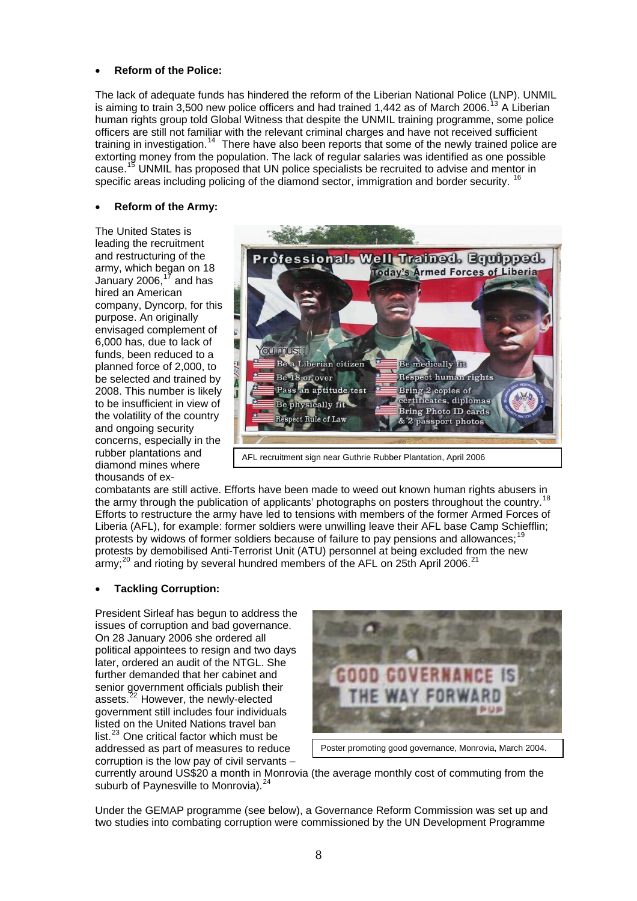- **Reform of the Police:**

The lack of adequate funds has hindered the reform of the Liberian National Police (LNP). UNMIL is aiming to train 3,500 new police officers and had trained 1,442 as of March 2006.[13] A Liberian human rights group told Global Witness that despite the UNMIL training programme, some police officers are still not familiar with the relevant criminal charges and have not received sufficient training in investigation.[14] There have also been reports that some of the newly trained police are extorting money from the population. The lack of regular salaries was identified as one possible cause.[15] UNMIL has proposed that UN police specialists be recruited to advise and mentor in specific areas including policing of the diamond sector, immigration and border security. [16]

- **Reform of the Army:**

The United States is leading the recruitment and restructuring of the army, which began on 18 January 2006,[17] and has hired an American company, Dyncorp, for this purpose. An originally envisaged complement of 6,000 has, due to lack of funds, been reduced to a planned force of 2,000, to be selected and trained by 2008. This number is likely to be insufficient in view of the volatility of the country and ongoing security concerns, especially in the rubber plantations and diamond mines where thousands of ex-combatants are still active. Efforts have been made to weed out known human rights abusers in the army through the publication of applicants' photographs on posters throughout the country.[18] Efforts to restructure the army have led to tensions with members of the former Armed Forces of Liberia (AFL), for example: former soldiers were unwilling leave their AFL base Camp Schiefflin; protests by widows of former soldiers because of failure to pay pensions and allowances;[19] protests by demobilised Anti-Terrorist Unit (ATU) personnel at being excluded from the new army;[20] and rioting by several hundred members of the AFL on 25th April 2006.[21]

AFL recruitment sign near Guthrie Rubber Plantation, April 2006

- **Tackling Corruption:**

President Sirleaf has begun to address the issues of corruption and bad governance. On 28 January 2006 she ordered all political appointees to resign and two days later, ordered an audit of the NTGL. She further demanded that her cabinet and senior government officials publish their assets.[22] However, the newly-elected government still includes four individuals listed on the United Nations travel ban list.[23] One critical factor which must be addressed as part of measures to reduce corruption is the low pay of civil servants – currently around US$20 a month in Monrovia (the average monthly cost of commuting from the suburb of Paynesville to Monrovia).[24]

Poster promoting good governance, Monrovia, March 2004.

Under the GEMAP programme (see below), a Governance Reform Commission was set up and two studies into combating corruption were commissioned by the UN Development Programme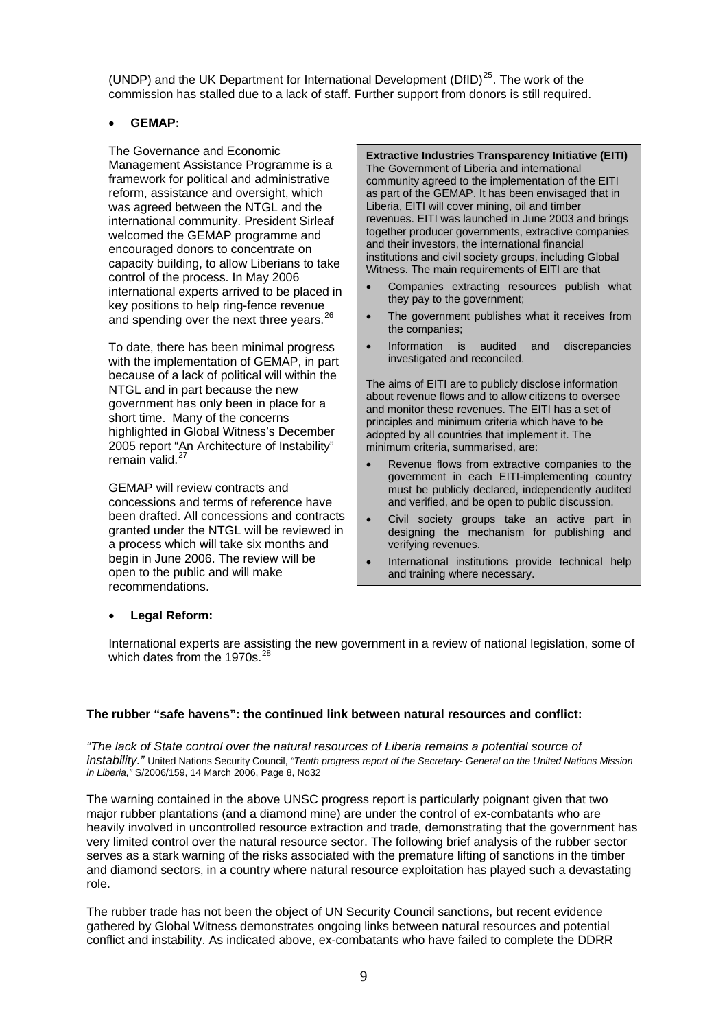(UNDP) and the UK Department for International Development (DfID)[25]. The work of the commission has stalled due to a lack of staff. Further support from donors is still required.

- **GEMAP:**

The Governance and Economic Management Assistance Programme is a framework for political and administrative reform, assistance and oversight, which was agreed between the NTGL and the international community. President Sirleaf welcomed the GEMAP programme and encouraged donors to concentrate on capacity building, to allow Liberians to take control of the process. In May 2006 international experts arrived to be placed in key positions to help ring-fence revenue and spending over the next three years.[26]

To date, there has been minimal progress with the implementation of GEMAP, in part because of a lack of political will within the NTGL and in part because the new government has only been in place for a short time. Many of the concerns highlighted in Global Witness's December 2005 report "An Architecture of Instability" remain valid.[27]

GEMAP will review contracts and concessions and terms of reference have been drafted. All concessions and contracts granted under the NTGL will be reviewed in a process which will take six months and begin in June 2006. The review will be open to the public and will make recommendations.

> **Extractive Industries Transparency Initiative (EITI)**
> The Government of Liberia and international community agreed to the implementation of the EITI as part of the GEMAP. It has been envisaged that in Liberia, EITI will cover mining, oil and timber revenues. EITI was launched in June 2003 and brings together producer governments, extractive companies and their investors, the international financial institutions and civil society groups, including Global Witness. The main requirements of EITI are that
>
> - Companies extracting resources publish what they pay to the government;
> - The government publishes what it receives from the companies;
> - Information is audited and discrepancies investigated and reconciled.
>
> The aims of EITI are to publicly disclose information about revenue flows and to allow citizens to oversee and monitor these revenues. The EITI has a set of principles and minimum criteria which have to be adopted by all countries that implement it. The minimum criteria, summarised, are:
>
> - Revenue flows from extractive companies to the government in each EITI-implementing country must be publicly declared, independently audited and verified, and be open to public discussion.
> - Civil society groups take an active part in designing the mechanism for publishing and verifying revenues.
> - International institutions provide technical help and training where necessary.

- **Legal Reform:**

International experts are assisting the new government in a review of national legislation, some of which dates from the 1970s.[28]

**The rubber "safe havens": the continued link between natural resources and conflict:**

*"The lack of State control over the natural resources of Liberia remains a potential source of instability."* United Nations Security Council, *"Tenth progress report of the Secretary- General on the United Nations Mission in Liberia,"* S/2006/159, 14 March 2006, Page 8, No32

The warning contained in the above UNSC progress report is particularly poignant given that two major rubber plantations (and a diamond mine) are under the control of ex-combatants who are heavily involved in uncontrolled resource extraction and trade, demonstrating that the government has very limited control over the natural resource sector. The following brief analysis of the rubber sector serves as a stark warning of the risks associated with the premature lifting of sanctions in the timber and diamond sectors, in a country where natural resource exploitation has played such a devastating role.

The rubber trade has not been the object of UN Security Council sanctions, but recent evidence gathered by Global Witness demonstrates ongoing links between natural resources and potential conflict and instability. As indicated above, ex-combatants who have failed to complete the DDRR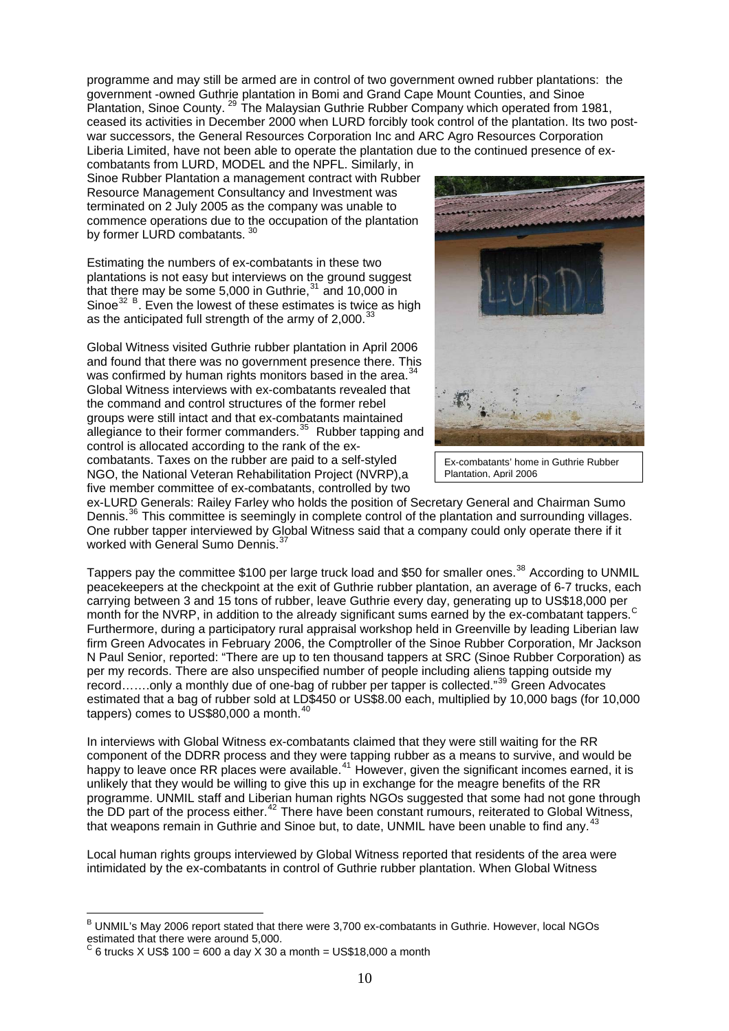programme and may still be armed are in control of two government owned rubber plantations: the government -owned Guthrie plantation in Bomi and Grand Cape Mount Counties, and Sinoe Plantation, Sinoe County. [29] The Malaysian Guthrie Rubber Company which operated from 1981, ceased its activities in December 2000 when LURD forcibly took control of the plantation. Its two post-war successors, the General Resources Corporation Inc and ARC Agro Resources Corporation Liberia Limited, have not been able to operate the plantation due to the continued presence of ex-combatants from LURD, MODEL and the NPFL. Similarly, in Sinoe Rubber Plantation a management contract with Rubber Resource Management Consultancy and Investment was terminated on 2 July 2005 as the company was unable to commence operations due to the occupation of the plantation by former LURD combatants. [30]

Estimating the numbers of ex-combatants in these two plantations is not easy but interviews on the ground suggest that there may be some 5,000 in Guthrie,[31] and 10,000 in Sinoe[32] [B]. Even the lowest of these estimates is twice as high as the anticipated full strength of the army of 2,000.[33]

Ex-combatants' home in Guthrie Rubber Plantation, April 2006

Global Witness visited Guthrie rubber plantation in April 2006 and found that there was no government presence there. This was confirmed by human rights monitors based in the area.[34] Global Witness interviews with ex-combatants revealed that the command and control structures of the former rebel groups were still intact and that ex-combatants maintained allegiance to their former commanders.[35] Rubber tapping and control is allocated according to the rank of the ex-combatants. Taxes on the rubber are paid to a self-styled NGO, the National Veteran Rehabilitation Project (NVRP),a five member committee of ex-combatants, controlled by two ex-LURD Generals: Railey Farley who holds the position of Secretary General and Chairman Sumo Dennis.[36] This committee is seemingly in complete control of the plantation and surrounding villages. One rubber tapper interviewed by Global Witness said that a company could only operate there if it worked with General Sumo Dennis.[37]

Tappers pay the committee $100 per large truck load and $50 for smaller ones.[38] According to UNMIL peacekeepers at the checkpoint at the exit of Guthrie rubber plantation, an average of 6-7 trucks, each carrying between 3 and 15 tons of rubber, leave Guthrie every day, generating up to US$18,000 per month for the NVRP, in addition to the already significant sums earned by the ex-combatant tappers.[C] Furthermore, during a participatory rural appraisal workshop held in Greenville by leading Liberian law firm Green Advocates in February 2006, the Comptroller of the Sinoe Rubber Corporation, Mr Jackson N Paul Senior, reported: "There are up to ten thousand tappers at SRC (Sinoe Rubber Corporation) as per my records. There are also unspecified number of people including aliens tapping outside my record…….only a monthly due of one-bag of rubber per tapper is collected."[39] Green Advocates estimated that a bag of rubber sold at LD$450 or US$8.00 each, multiplied by 10,000 bags (for 10,000 tappers) comes to US$80,000 a month.[40]

In interviews with Global Witness ex-combatants claimed that they were still waiting for the RR component of the DDRR process and they were tapping rubber as a means to survive, and would be happy to leave once RR places were available.[41] However, given the significant incomes earned, it is unlikely that they would be willing to give this up in exchange for the meagre benefits of the RR programme. UNMIL staff and Liberian human rights NGOs suggested that some had not gone through the DD part of the process either.[42] There have been constant rumours, reiterated to Global Witness, that weapons remain in Guthrie and Sinoe but, to date, UNMIL have been unable to find any.[43]

Local human rights groups interviewed by Global Witness reported that residents of the area were intimidated by the ex-combatants in control of Guthrie rubber plantation. When Global Witness

---

[B] UNMIL's May 2006 report stated that there were 3,700 ex-combatants in Guthrie. However, local NGOs estimated that there were around 5,000.

[C] 6 trucks X US$ 100 = 600 a day X 30 a month = US$18,000 a month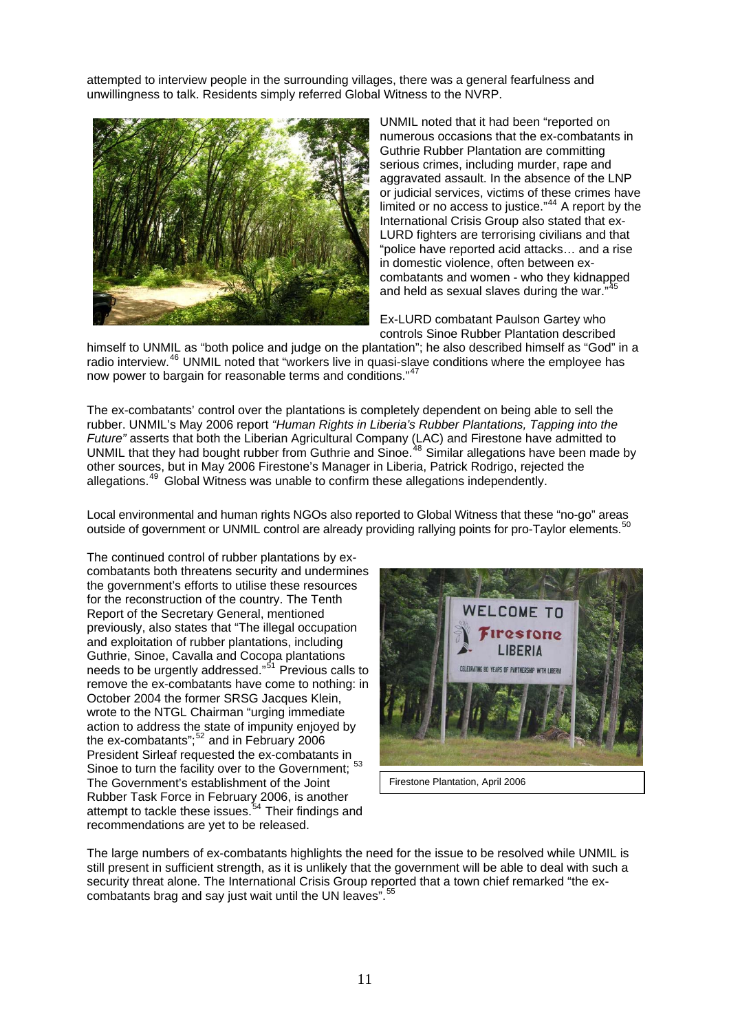attempted to interview people in the surrounding villages, there was a general fearfulness and unwillingness to talk. Residents simply referred Global Witness to the NVRP.

UNMIL noted that it had been "reported on numerous occasions that the ex-combatants in Guthrie Rubber Plantation are committing serious crimes, including murder, rape and aggravated assault. In the absence of the LNP or judicial services, victims of these crimes have limited or no access to justice."[44] A report by the International Crisis Group also stated that ex-LURD fighters are terrorising civilians and that "police have reported acid attacks… and a rise in domestic violence, often between ex-combatants and women - who they kidnapped and held as sexual slaves during the war."[45]

Ex-LURD combatant Paulson Gartey who controls Sinoe Rubber Plantation described himself to UNMIL as "both police and judge on the plantation"; he also described himself as "God" in a radio interview.[46] UNMIL noted that "workers live in quasi-slave conditions where the employee has now power to bargain for reasonable terms and conditions."[47]

The ex-combatants' control over the plantations is completely dependent on being able to sell the rubber. UNMIL's May 2006 report *"Human Rights in Liberia's Rubber Plantations, Tapping into the Future"* asserts that both the Liberian Agricultural Company (LAC) and Firestone have admitted to UNMIL that they had bought rubber from Guthrie and Sinoe.[48] Similar allegations have been made by other sources, but in May 2006 Firestone's Manager in Liberia, Patrick Rodrigo, rejected the allegations.[49] Global Witness was unable to confirm these allegations independently.

Local environmental and human rights NGOs also reported to Global Witness that these "no-go" areas outside of government or UNMIL control are already providing rallying points for pro-Taylor elements.[50]

The continued control of rubber plantations by ex-combatants both threatens security and undermines the government's efforts to utilise these resources for the reconstruction of the country. The Tenth Report of the Secretary General, mentioned previously, also states that "The illegal occupation and exploitation of rubber plantations, including Guthrie, Sinoe, Cavalla and Cocopa plantations needs to be urgently addressed."[51] Previous calls to remove the ex-combatants have come to nothing: in October 2004 the former SRSG Jacques Klein, wrote to the NTGL Chairman "urging immediate action to address the state of impunity enjoyed by the ex-combatants";[52] and in February 2006 President Sirleaf requested the ex-combatants in Sinoe to turn the facility over to the Government; [53] The Government's establishment of the Joint Rubber Task Force in February 2006, is another attempt to tackle these issues.[54] Their findings and recommendations are yet to be released.

Firestone Plantation, April 2006

The large numbers of ex-combatants highlights the need for the issue to be resolved while UNMIL is still present in sufficient strength, as it is unlikely that the government will be able to deal with such a security threat alone. The International Crisis Group reported that a town chief remarked "the ex-combatants brag and say just wait until the UN leaves".[55]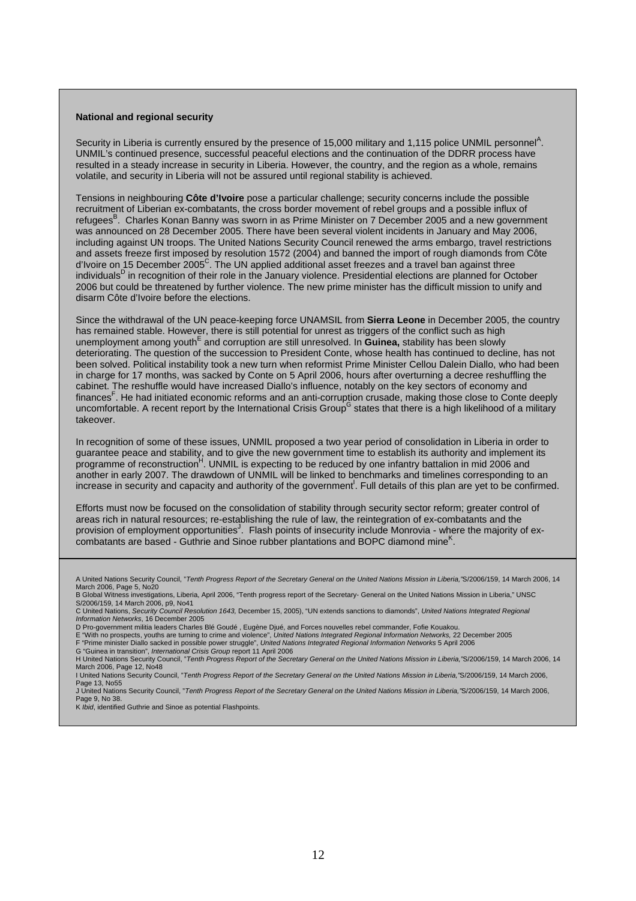**National and regional security**

Security in Liberia is currently ensured by the presence of 15,000 military and 1,115 police UNMIL personnel[A]. UNMIL's continued presence, successful peaceful elections and the continuation of the DDRR process have resulted in a steady increase in security in Liberia. However, the country, and the region as a whole, remains volatile, and security in Liberia will not be assured until regional stability is achieved.

Tensions in neighbouring **Côte d'Ivoire** pose a particular challenge; security concerns include the possible recruitment of Liberian ex-combatants, the cross border movement of rebel groups and a possible influx of refugees[B]. Charles Konan Banny was sworn in as Prime Minister on 7 December 2005 and a new government was announced on 28 December 2005. There have been several violent incidents in January and May 2006, including against UN troops. The United Nations Security Council renewed the arms embargo, travel restrictions and assets freeze first imposed by resolution 1572 (2004) and banned the import of rough diamonds from Côte d'Ivoire on 15 December 2005[C]. The UN applied additional asset freezes and a travel ban against three individuals[D] in recognition of their role in the January violence. Presidential elections are planned for October 2006 but could be threatened by further violence. The new prime minister has the difficult mission to unify and disarm Côte d'Ivoire before the elections.

Since the withdrawal of the UN peace-keeping force UNAMSIL from **Sierra Leone** in December 2005, the country has remained stable. However, there is still potential for unrest as triggers of the conflict such as high unemployment among youth[E] and corruption are still unresolved. In **Guinea,** stability has been slowly deteriorating. The question of the succession to President Conte, whose health has continued to decline, has not been solved. Political instability took a new turn when reformist Prime Minister Cellou Dalein Diallo, who had been in charge for 17 months, was sacked by Conte on 5 April 2006, hours after overturning a decree reshuffling the cabinet. The reshuffle would have increased Diallo's influence, notably on the key sectors of economy and finances[F]. He had initiated economic reforms and an anti-corruption crusade, making those close to Conte deeply uncomfortable. A recent report by the International Crisis Group[G] states that there is a high likelihood of a military takeover.

In recognition of some of these issues, UNMIL proposed a two year period of consolidation in Liberia in order to guarantee peace and stability, and to give the new government time to establish its authority and implement its programme of reconstruction[H]. UNMIL is expecting to be reduced by one infantry battalion in mid 2006 and another in early 2007. The drawdown of UNMIL will be linked to benchmarks and timelines corresponding to an increase in security and capacity and authority of the government[I]. Full details of this plan are yet to be confirmed.

Efforts must now be focused on the consolidation of stability through security sector reform; greater control of areas rich in natural resources; re-establishing the rule of law, the reintegration of ex-combatants and the provision of employment opportunities[J]. Flash points of insecurity include Monrovia - where the majority of ex-combatants are based - Guthrie and Sinoe rubber plantations and BOPC diamond mine[K].

A United Nations Security Council, "*Tenth Progress Report of the Secretary General on the United Nations Mission in Liberia,*"S/2006/159, 14 March 2006, 14 March 2006, Page 5, No20
B Global Witness investigations, Liberia, April 2006, "Tenth progress report of the Secretary- General on the United Nations Mission in Liberia," UNSC S/2006/159, 14 March 2006, p9, No41
C United Nations, *Security Council Resolution 1643,* December 15, 2005), "UN extends sanctions to diamonds", *United Nations Integrated Regional Information Networks*, 16 December 2005
D Pro-government militia leaders Charles Blé Goudé , Eugène Djué, and Forces nouvelles rebel commander, Fofie Kouakou.
E "With no prospects, youths are turning to crime and violence", *United Nations Integrated Regional Information Networks,* 22 December 2005
F "Prime minister Diallo sacked in possible power struggle", *United Nations Integrated Regional Information Networks* 5 April 2006
G "Guinea in transition", *International Crisis Group* report 11 April 2006
H United Nations Security Council, "*Tenth Progress Report of the Secretary General on the United Nations Mission in Liberia,*"S/2006/159, 14 March 2006, 14 March 2006, Page 12, No48
I United Nations Security Council, "*Tenth Progress Report of the Secretary General on the United Nations Mission in Liberia,*"S/2006/159, 14 March 2006, Page 13, No55
J United Nations Security Council, "*Tenth Progress Report of the Secretary General on the United Nations Mission in Liberia,*"S/2006/159, 14 March 2006, Page 9, No 38.
K *Ibid*, identified Guthrie and Sinoe as potential Flashpoints.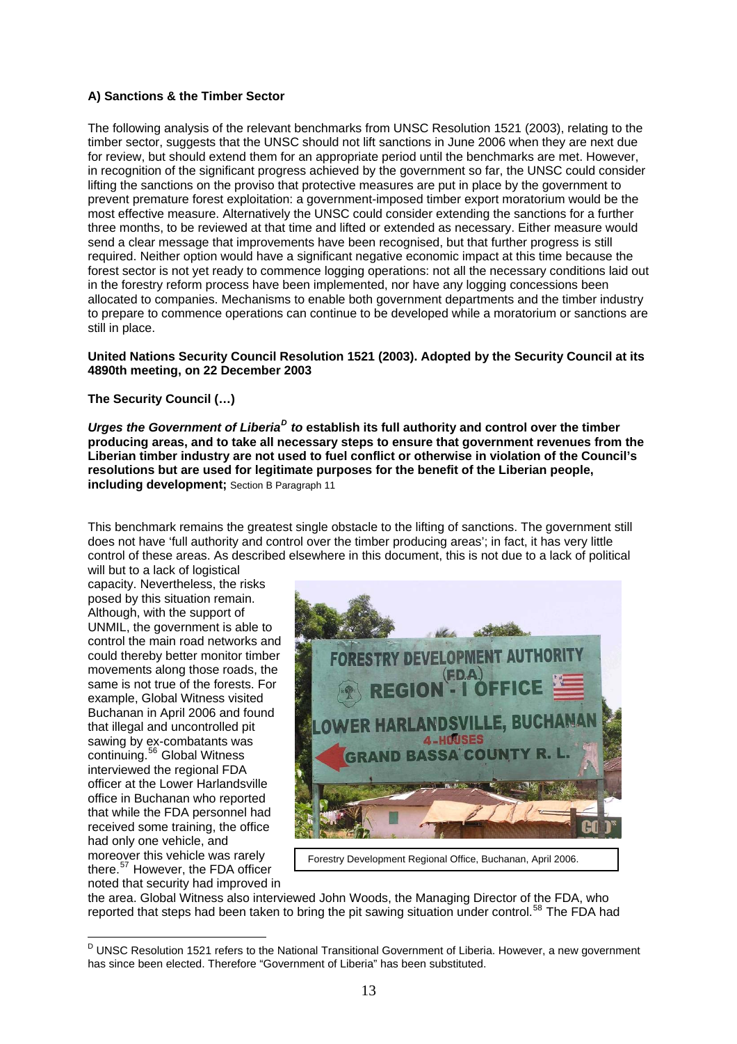**A) Sanctions & the Timber Sector**

The following analysis of the relevant benchmarks from UNSC Resolution 1521 (2003), relating to the timber sector, suggests that the UNSC should not lift sanctions in June 2006 when they are next due for review, but should extend them for an appropriate period until the benchmarks are met. However, in recognition of the significant progress achieved by the government so far, the UNSC could consider lifting the sanctions on the proviso that protective measures are put in place by the government to prevent premature forest exploitation: a government-imposed timber export moratorium would be the most effective measure. Alternatively the UNSC could consider extending the sanctions for a further three months, to be reviewed at that time and lifted or extended as necessary. Either measure would send a clear message that improvements have been recognised, but that further progress is still required. Neither option would have a significant negative economic impact at this time because the forest sector is not yet ready to commence logging operations: not all the necessary conditions laid out in the forestry reform process have been implemented, nor have any logging concessions been allocated to companies. Mechanisms to enable both government departments and the timber industry to prepare to commence operations can continue to be developed while a moratorium or sanctions are still in place.

**United Nations Security Council Resolution 1521 (2003). Adopted by the Security Council at its 4890th meeting, on 22 December 2003**

**The Security Council (…)**

***Urges the Government of Liberia[D] to* establish its full authority and control over the timber producing areas, and to take all necessary steps to ensure that government revenues from the Liberian timber industry are not used to fuel conflict or otherwise in violation of the Council's resolutions but are used for legitimate purposes for the benefit of the Liberian people, including development;** Section B Paragraph 11

This benchmark remains the greatest single obstacle to the lifting of sanctions. The government still does not have 'full authority and control over the timber producing areas'; in fact, it has very little control of these areas. As described elsewhere in this document, this is not due to a lack of political will but to a lack of logistical capacity. Nevertheless, the risks posed by this situation remain. Although, with the support of UNMIL, the government is able to control the main road networks and could thereby better monitor timber movements along those roads, the same is not true of the forests. For example, Global Witness visited Buchanan in April 2006 and found that illegal and uncontrolled pit sawing by ex-combatants was continuing.[56] Global Witness interviewed the regional FDA officer at the Lower Harlandsville office in Buchanan who reported that while the FDA personnel had received some training, the office had only one vehicle, and moreover this vehicle was rarely there.[57] However, the FDA officer noted that security had improved in the area. Global Witness also interviewed John Woods, the Managing Director of the FDA, who reported that steps had been taken to bring the pit sawing situation under control.[58] The FDA had

Forestry Development Regional Office, Buchanan, April 2006.

[D] UNSC Resolution 1521 refers to the National Transitional Government of Liberia. However, a new government has since been elected. Therefore "Government of Liberia" has been substituted.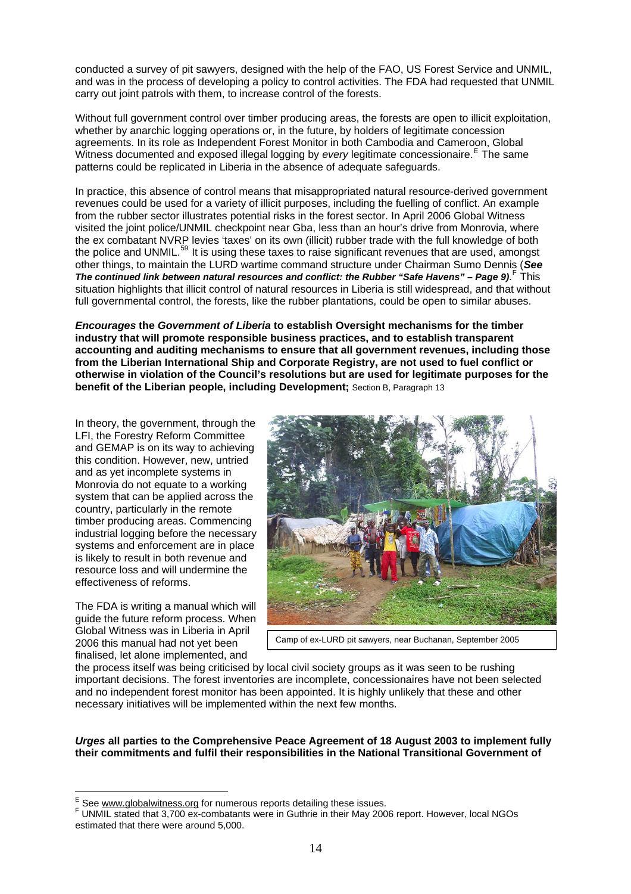conducted a survey of pit sawyers, designed with the help of the FAO, US Forest Service and UNMIL, and was in the process of developing a policy to control activities. The FDA had requested that UNMIL carry out joint patrols with them, to increase control of the forests.

Without full government control over timber producing areas, the forests are open to illicit exploitation, whether by anarchic logging operations or, in the future, by holders of legitimate concession agreements. In its role as Independent Forest Monitor in both Cambodia and Cameroon, Global Witness documented and exposed illegal logging by *every* legitimate concessionaire.[E] The same patterns could be replicated in Liberia in the absence of adequate safeguards.

In practice, this absence of control means that misappropriated natural resource-derived government revenues could be used for a variety of illicit purposes, including the fuelling of conflict. An example from the rubber sector illustrates potential risks in the forest sector. In April 2006 Global Witness visited the joint police/UNMIL checkpoint near Gba, less than an hour's drive from Monrovia, where the ex combatant NVRP levies 'taxes' on its own (illicit) rubber trade with the full knowledge of both the police and UNMIL.[59] It is using these taxes to raise significant revenues that are used, amongst other things, to maintain the LURD wartime command structure under Chairman Sumo Dennis (***See The continued link between natural resources and conflict: the Rubber "Safe Havens" – Page 9)***.[F] This situation highlights that illicit control of natural resources in Liberia is still widespread, and that without full governmental control, the forests, like the rubber plantations, could be open to similar abuses.

***Encourages* the *Government of Liberia* to establish Oversight mechanisms for the timber industry that will promote responsible business practices, and to establish transparent accounting and auditing mechanisms to ensure that all government revenues, including those from the Liberian International Ship and Corporate Registry, are not used to fuel conflict or otherwise in violation of the Council's resolutions but are used for legitimate purposes for the benefit of the Liberian people, including Development;** Section B, Paragraph 13

In theory, the government, through the LFI, the Forestry Reform Committee and GEMAP is on its way to achieving this condition. However, new, untried and as yet incomplete systems in Monrovia do not equate to a working system that can be applied across the country, particularly in the remote timber producing areas. Commencing industrial logging before the necessary systems and enforcement are in place is likely to result in both revenue and resource loss and will undermine the effectiveness of reforms.

Camp of ex-LURD pit sawyers, near Buchanan, September 2005

The FDA is writing a manual which will guide the future reform process. When Global Witness was in Liberia in April 2006 this manual had not yet been finalised, let alone implemented, and the process itself was being criticised by local civil society groups as it was seen to be rushing important decisions. The forest inventories are incomplete, concessionaires have not been selected and no independent forest monitor has been appointed. It is highly unlikely that these and other necessary initiatives will be implemented within the next few months.

***Urges* all parties to the Comprehensive Peace Agreement of 18 August 2003 to implement fully their commitments and fulfil their responsibilities in the National Transitional Government of**

---

[E] See www.globalwitness.org for numerous reports detailing these issues.

[F] UNMIL stated that 3,700 ex-combatants were in Guthrie in their May 2006 report. However, local NGOs estimated that there were around 5,000.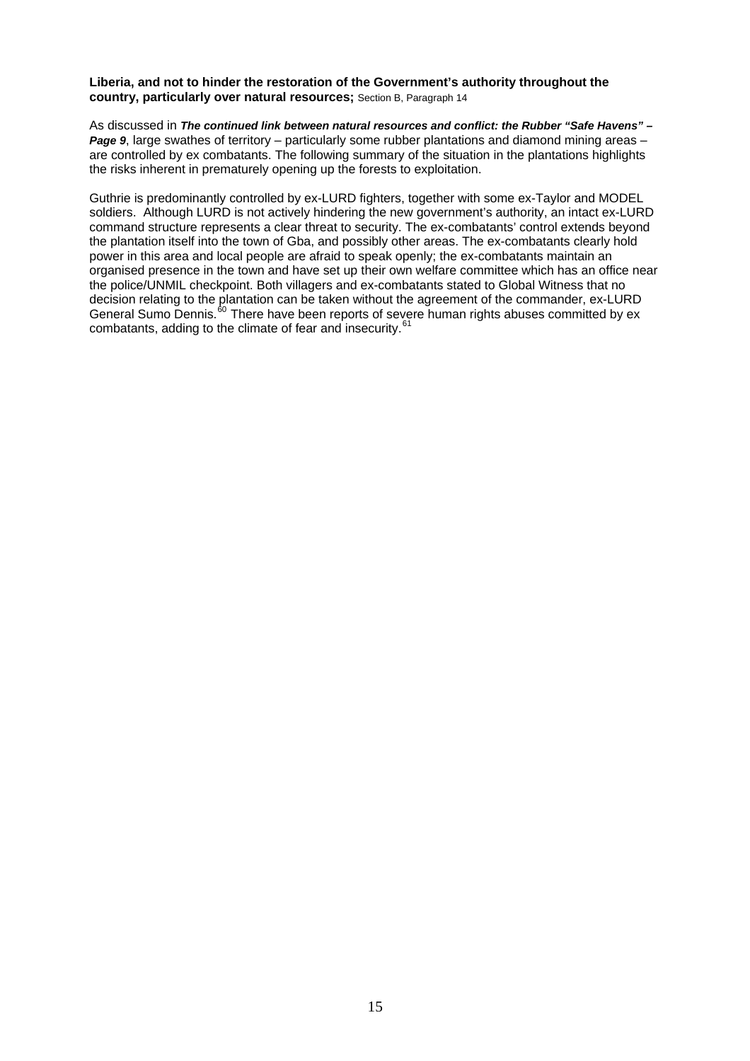**Liberia, and not to hinder the restoration of the Government's authority throughout the country, particularly over natural resources;** Section B, Paragraph 14

As discussed in ***The continued link between natural resources and conflict: the Rubber "Safe Havens" – Page 9***, large swathes of territory – particularly some rubber plantations and diamond mining areas – are controlled by ex combatants. The following summary of the situation in the plantations highlights the risks inherent in prematurely opening up the forests to exploitation.

Guthrie is predominantly controlled by ex-LURD fighters, together with some ex-Taylor and MODEL soldiers. Although LURD is not actively hindering the new government's authority, an intact ex-LURD command structure represents a clear threat to security. The ex-combatants' control extends beyond the plantation itself into the town of Gba, and possibly other areas. The ex-combatants clearly hold power in this area and local people are afraid to speak openly; the ex-combatants maintain an organised presence in the town and have set up their own welfare committee which has an office near the police/UNMIL checkpoint. Both villagers and ex-combatants stated to Global Witness that no decision relating to the plantation can be taken without the agreement of the commander, ex-LURD General Sumo Dennis.[60] There have been reports of severe human rights abuses committed by ex combatants, adding to the climate of fear and insecurity.[61]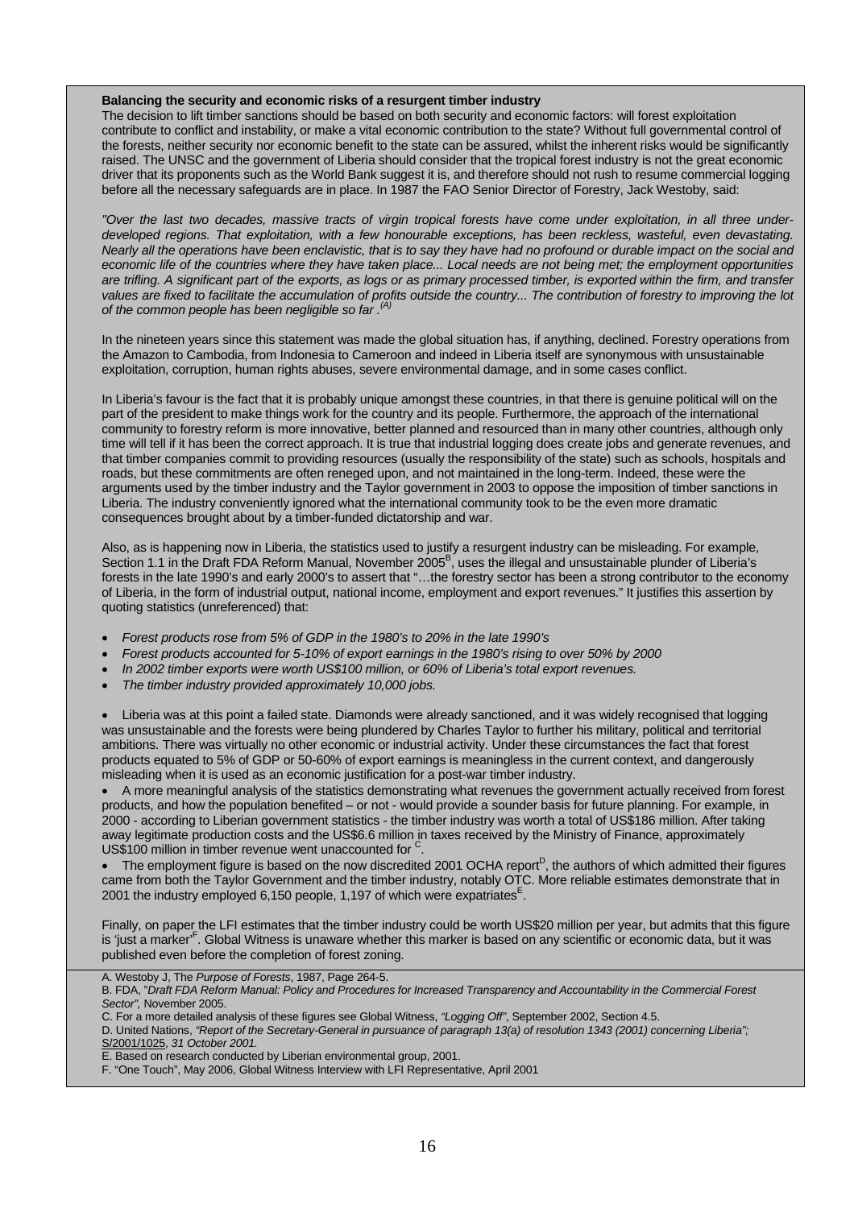**Balancing the security and economic risks of a resurgent timber industry**

The decision to lift timber sanctions should be based on both security and economic factors: will forest exploitation contribute to conflict and instability, or make a vital economic contribution to the state? Without full governmental control of the forests, neither security nor economic benefit to the state can be assured, whilst the inherent risks would be significantly raised. The UNSC and the government of Liberia should consider that the tropical forest industry is not the great economic driver that its proponents such as the World Bank suggest it is, and therefore should not rush to resume commercial logging before all the necessary safeguards are in place. In 1987 the FAO Senior Director of Forestry, Jack Westoby, said:

*"Over the last two decades, massive tracts of virgin tropical forests have come under exploitation, in all three under-developed regions. That exploitation, with a few honourable exceptions, has been reckless, wasteful, even devastating. Nearly all the operations have been enclavistic, that is to say they have had no profound or durable impact on the social and economic life of the countries where they have taken place... Local needs are not being met; the employment opportunities are trifling. A significant part of the exports, as logs or as primary processed timber, is exported within the firm, and transfer values are fixed to facilitate the accumulation of profits outside the country... The contribution of forestry to improving the lot of the common people has been negligible so far .*[(A)]

In the nineteen years since this statement was made the global situation has, if anything, declined. Forestry operations from the Amazon to Cambodia, from Indonesia to Cameroon and indeed in Liberia itself are synonymous with unsustainable exploitation, corruption, human rights abuses, severe environmental damage, and in some cases conflict.

In Liberia's favour is the fact that it is probably unique amongst these countries, in that there is genuine political will on the part of the president to make things work for the country and its people. Furthermore, the approach of the international community to forestry reform is more innovative, better planned and resourced than in many other countries, although only time will tell if it has been the correct approach. It is true that industrial logging does create jobs and generate revenues, and that timber companies commit to providing resources (usually the responsibility of the state) such as schools, hospitals and roads, but these commitments are often reneged upon, and not maintained in the long-term. Indeed, these were the arguments used by the timber industry and the Taylor government in 2003 to oppose the imposition of timber sanctions in Liberia. The industry conveniently ignored what the international community took to be the even more dramatic consequences brought about by a timber-funded dictatorship and war.

Also, as is happening now in Liberia, the statistics used to justify a resurgent industry can be misleading. For example, Section 1.1 in the Draft FDA Reform Manual, November 2005[B], uses the illegal and unsustainable plunder of Liberia's forests in the late 1990's and early 2000's to assert that "…the forestry sector has been a strong contributor to the economy of Liberia, in the form of industrial output, national income, employment and export revenues." It justifies this assertion by quoting statistics (unreferenced) that:

- *Forest products rose from 5% of GDP in the 1980's to 20% in the late 1990's*
- *Forest products accounted for 5-10% of export earnings in the 1980's rising to over 50% by 2000*
- *In 2002 timber exports were worth US$100 million, or 60% of Liberia's total export revenues.*
- *The timber industry provided approximately 10,000 jobs.*

- Liberia was at this point a failed state. Diamonds were already sanctioned, and it was widely recognised that logging was unsustainable and the forests were being plundered by Charles Taylor to further his military, political and territorial ambitions. There was virtually no other economic or industrial activity. Under these circumstances the fact that forest products equated to 5% of GDP or 50-60% of export earnings is meaningless in the current context, and dangerously misleading when it is used as an economic justification for a post-war timber industry.
- A more meaningful analysis of the statistics demonstrating what revenues the government actually received from forest products, and how the population benefited – or not - would provide a sounder basis for future planning. For example, in 2000 - according to Liberian government statistics - the timber industry was worth a total of US$186 million. After taking away legitimate production costs and the US$6.6 million in taxes received by the Ministry of Finance, approximately US$100 million in timber revenue went unaccounted for [C].
- The employment figure is based on the now discredited 2001 OCHA report[D], the authors of which admitted their figures came from both the Taylor Government and the timber industry, notably OTC. More reliable estimates demonstrate that in 2001 the industry employed 6,150 people, 1,197 of which were expatriates[E].

Finally, on paper the LFI estimates that the timber industry could be worth US$20 million per year, but admits that this figure is 'just a marker'[F]. Global Witness is unaware whether this marker is based on any scientific or economic data, but it was published even before the completion of forest zoning.

A. Westoby J, The *Purpose of Forests*, 1987, Page 264-5.
B. FDA, "*Draft FDA Reform Manual: Policy and Procedures for Increased Transparency and Accountability in the Commercial Forest Sector",* November 2005.
C. For a more detailed analysis of these figures see Global Witness, *"Logging Off"*, September 2002, Section 4.5.
D. United Nations, *"Report of the Secretary-General in pursuance of paragraph 13(a) of resolution 1343 (2001) concerning Liberia";* S/2001/1025, *31 October 2001.*
E. Based on research conducted by Liberian environmental group, 2001.
F. "One Touch", May 2006, Global Witness Interview with LFI Representative, April 2001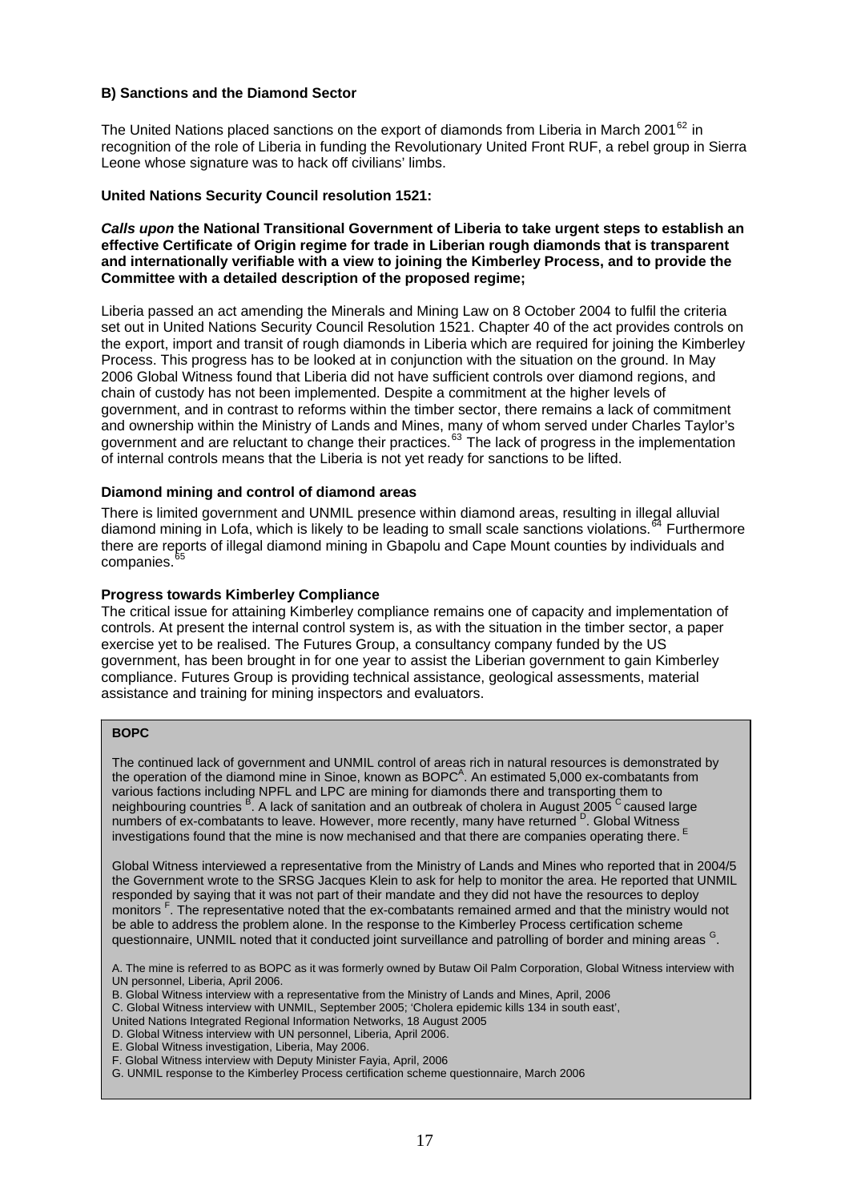### B) Sanctions and the Diamond Sector

The United Nations placed sanctions on the export of diamonds from Liberia in March 2001[62] in recognition of the role of Liberia in funding the Revolutionary United Front RUF, a rebel group in Sierra Leone whose signature was to hack off civilians' limbs.

**United Nations Security Council resolution 1521:**

***Calls upon* the National Transitional Government of Liberia to take urgent steps to establish an effective Certificate of Origin regime for trade in Liberian rough diamonds that is transparent and internationally verifiable with a view to joining the Kimberley Process, and to provide the Committee with a detailed description of the proposed regime;**

Liberia passed an act amending the Minerals and Mining Law on 8 October 2004 to fulfil the criteria set out in United Nations Security Council Resolution 1521. Chapter 40 of the act provides controls on the export, import and transit of rough diamonds in Liberia which are required for joining the Kimberley Process. This progress has to be looked at in conjunction with the situation on the ground. In May 2006 Global Witness found that Liberia did not have sufficient controls over diamond regions, and chain of custody has not been implemented. Despite a commitment at the higher levels of government, and in contrast to reforms within the timber sector, there remains a lack of commitment and ownership within the Ministry of Lands and Mines, many of whom served under Charles Taylor's government and are reluctant to change their practices.[63] The lack of progress in the implementation of internal controls means that the Liberia is not yet ready for sanctions to be lifted.

**Diamond mining and control of diamond areas**

There is limited government and UNMIL presence within diamond areas, resulting in illegal alluvial diamond mining in Lofa, which is likely to be leading to small scale sanctions violations.[64] Furthermore there are reports of illegal diamond mining in Gbapolu and Cape Mount counties by individuals and companies.[65]

**Progress towards Kimberley Compliance**

The critical issue for attaining Kimberley compliance remains one of capacity and implementation of controls. At present the internal control system is, as with the situation in the timber sector, a paper exercise yet to be realised. The Futures Group, a consultancy company funded by the US government, has been brought in for one year to assist the Liberian government to gain Kimberley compliance. Futures Group is providing technical assistance, geological assessments, material assistance and training for mining inspectors and evaluators.

**BOPC**

The continued lack of government and UNMIL control of areas rich in natural resources is demonstrated by the operation of the diamond mine in Sinoe, known as BOPC[A]. An estimated 5,000 ex-combatants from various factions including NPFL and LPC are mining for diamonds there and transporting them to neighbouring countries [B]. A lack of sanitation and an outbreak of cholera in August 2005 [C] caused large numbers of ex-combatants to leave. However, more recently, many have returned [D]. Global Witness investigations found that the mine is now mechanised and that there are companies operating there. [E]

Global Witness interviewed a representative from the Ministry of Lands and Mines who reported that in 2004/5 the Government wrote to the SRSG Jacques Klein to ask for help to monitor the area. He reported that UNMIL responded by saying that it was not part of their mandate and they did not have the resources to deploy monitors [F]. The representative noted that the ex-combatants remained armed and that the ministry would not be able to address the problem alone. In the response to the Kimberley Process certification scheme questionnaire, UNMIL noted that it conducted joint surveillance and patrolling of border and mining areas [G].

A. The mine is referred to as BOPC as it was formerly owned by Butaw Oil Palm Corporation, Global Witness interview with UN personnel, Liberia, April 2006.
B. Global Witness interview with a representative from the Ministry of Lands and Mines, April, 2006
C. Global Witness interview with UNMIL, September 2005; 'Cholera epidemic kills 134 in south east', United Nations Integrated Regional Information Networks, 18 August 2005
D. Global Witness interview with UN personnel, Liberia, April 2006.
E. Global Witness investigation, Liberia, May 2006.
F. Global Witness interview with Deputy Minister Fayia, April, 2006
G. UNMIL response to the Kimberley Process certification scheme questionnaire, March 2006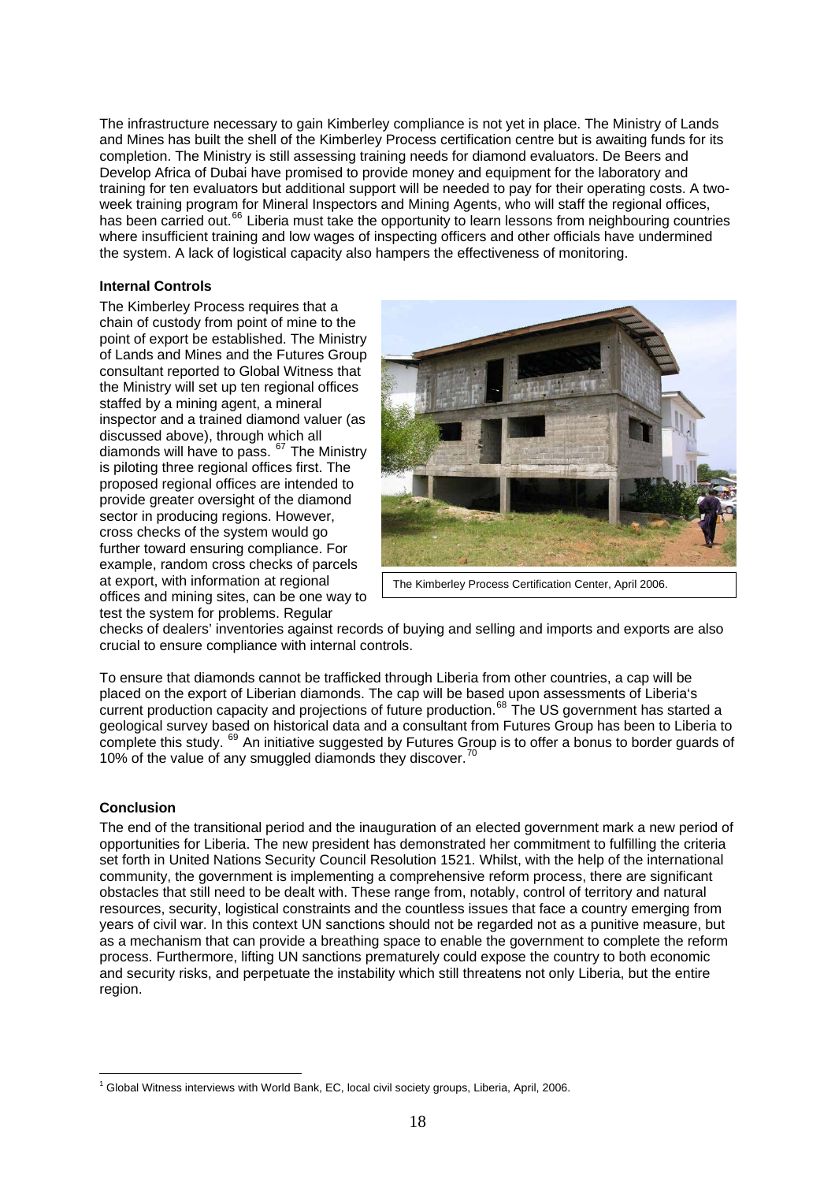The infrastructure necessary to gain Kimberley compliance is not yet in place. The Ministry of Lands and Mines has built the shell of the Kimberley Process certification centre but is awaiting funds for its completion. The Ministry is still assessing training needs for diamond evaluators. De Beers and Develop Africa of Dubai have promised to provide money and equipment for the laboratory and training for ten evaluators but additional support will be needed to pay for their operating costs. A two-week training program for Mineral Inspectors and Mining Agents, who will staff the regional offices, has been carried out.[66] Liberia must take the opportunity to learn lessons from neighbouring countries where insufficient training and low wages of inspecting officers and other officials have undermined the system. A lack of logistical capacity also hampers the effectiveness of monitoring.

**Internal Controls**

The Kimberley Process requires that a chain of custody from point of mine to the point of export be established. The Ministry of Lands and Mines and the Futures Group consultant reported to Global Witness that the Ministry will set up ten regional offices staffed by a mining agent, a mineral inspector and a trained diamond valuer (as discussed above), through which all diamonds will have to pass. [67] The Ministry is piloting three regional offices first. The proposed regional offices are intended to provide greater oversight of the diamond sector in producing regions. However, cross checks of the system would go further toward ensuring compliance. For example, random cross checks of parcels at export, with information at regional offices and mining sites, can be one way to test the system for problems. Regular checks of dealers' inventories against records of buying and selling and imports and exports are also crucial to ensure compliance with internal controls.

The Kimberley Process Certification Center, April 2006.

To ensure that diamonds cannot be trafficked through Liberia from other countries, a cap will be placed on the export of Liberian diamonds. The cap will be based upon assessments of Liberia's current production capacity and projections of future production.[68] The US government has started a geological survey based on historical data and a consultant from Futures Group has been to Liberia to complete this study. [69] An initiative suggested by Futures Group is to offer a bonus to border guards of 10% of the value of any smuggled diamonds they discover.[70]

**Conclusion**

The end of the transitional period and the inauguration of an elected government mark a new period of opportunities for Liberia. The new president has demonstrated her commitment to fulfilling the criteria set forth in United Nations Security Council Resolution 1521. Whilst, with the help of the international community, the government is implementing a comprehensive reform process, there are significant obstacles that still need to be dealt with. These range from, notably, control of territory and natural resources, security, logistical constraints and the countless issues that face a country emerging from years of civil war. In this context UN sanctions should not be regarded not as a punitive measure, but as a mechanism that can provide a breathing space to enable the government to complete the reform process. Furthermore, lifting UN sanctions prematurely could expose the country to both economic and security risks, and perpetuate the instability which still threatens not only Liberia, but the entire region.

[1] Global Witness interviews with World Bank, EC, local civil society groups, Liberia, April, 2006.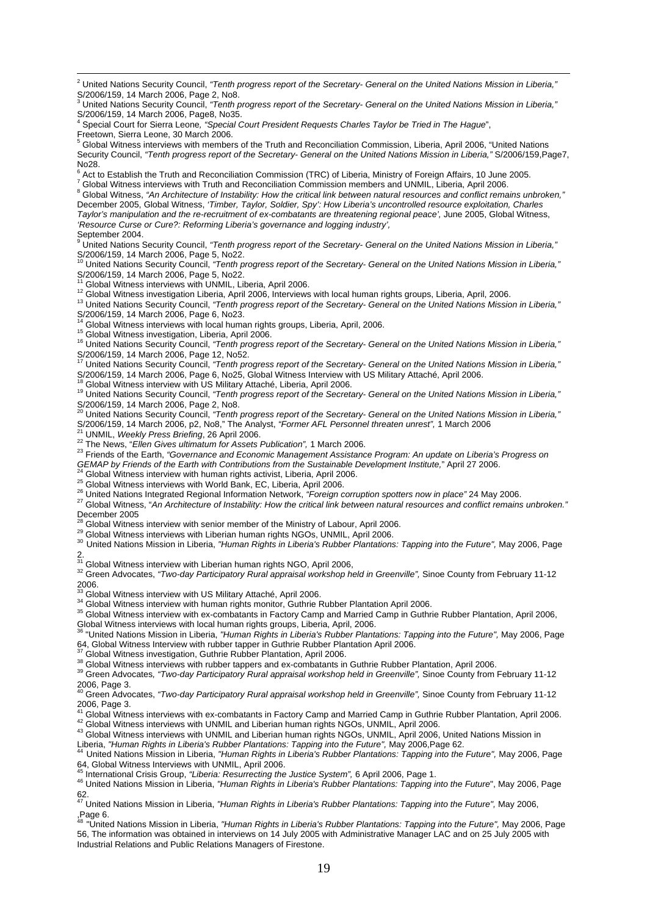[2] United Nations Security Council, *"Tenth progress report of the Secretary- General on the United Nations Mission in Liberia,"* S/2006/159, 14 March 2006, Page 2, No8.

[3] United Nations Security Council, *"Tenth progress report of the Secretary- General on the United Nations Mission in Liberia,"* S/2006/159, 14 March 2006, Page8, No35.

[4] Special Court for Sierra Leone, *"Special Court President Requests Charles Taylor be Tried in The Hague*", Freetown, Sierra Leone, 30 March 2006.

[5] Global Witness interviews with members of the Truth and Reconciliation Commission, Liberia, April 2006, "United Nations Security Council, *"Tenth progress report of the Secretary- General on the United Nations Mission in Liberia,"* S/2006/159,Page7, No28.

[6] Act to Establish the Truth and Reconciliation Commission (TRC) of Liberia, Ministry of Foreign Affairs, 10 June 2005.

[7] Global Witness interviews with Truth and Reconciliation Commission members and UNMIL, Liberia, April 2006.

[8] Global Witness, *"An Architecture of Instability: How the critical link between natural resources and conflict remains unbroken,"* December 2005, Global Witness, *'Timber, Taylor, Soldier, Spy': How Liberia's uncontrolled resource exploitation, Charles Taylor's manipulation and the re-recruitment of ex-combatants are threatening regional peace',* June 2005, Global Witness, *'Resource Curse or Cure?: Reforming Liberia's governance and logging industry',* September 2004.

[9] United Nations Security Council, *"Tenth progress report of the Secretary- General on the United Nations Mission in Liberia,"* S/2006/159, 14 March 2006, Page 5, No22.

[10] United Nations Security Council, *"Tenth progress report of the Secretary- General on the United Nations Mission in Liberia,"* S/2006/159, 14 March 2006, Page 5, No22.

[11] Global Witness interviews with UNMIL, Liberia, April 2006.

[12] Global Witness investigation Liberia, April 2006, Interviews with local human rights groups, Liberia, April, 2006.

[13] United Nations Security Council, *"Tenth progress report of the Secretary- General on the United Nations Mission in Liberia,"* S/2006/159, 14 March 2006, Page 6, No23.

[14] Global Witness interviews with local human rights groups, Liberia, April, 2006.

[15] Global Witness investigation, Liberia, April 2006.

[16] United Nations Security Council, *"Tenth progress report of the Secretary- General on the United Nations Mission in Liberia,"* S/2006/159, 14 March 2006, Page 12, No52.

[17] United Nations Security Council, *"Tenth progress report of the Secretary- General on the United Nations Mission in Liberia,"* S/2006/159, 14 March 2006, Page 6, No25, Global Witness Interview with US Military Attaché, April 2006.

[18] Global Witness interview with US Military Attaché, Liberia, April 2006.

[19] United Nations Security Council, *"Tenth progress report of the Secretary- General on the United Nations Mission in Liberia,"* S/2006/159, 14 March 2006, Page 2, No8.

[20] United Nations Security Council, *"Tenth progress report of the Secretary- General on the United Nations Mission in Liberia,"* S/2006/159, 14 March 2006, p2, No8," The Analyst, *"Former AFL Personnel threaten unrest",* 1 March 2006

[21] UNMIL, *Weekly Press Briefing*, 26 April 2006.

[22] The News, "*Ellen Gives ultimatum for Assets Publication",* 1 March 2006.

[23] Friends of the Earth, *"Governance and Economic Management Assistance Program: An update on Liberia's Progress on GEMAP by Friends of the Earth with Contributions from the Sustainable Development Institute,*" April 27 2006.

[24] Global Witness interview with human rights activist, Liberia, April 2006.

[25] Global Witness interviews with World Bank, EC, Liberia, April 2006.

[26] United Nations Integrated Regional Information Network, *"Foreign corruption spotters now in place"* 24 May 2006.

[27] Global Witness, "*An Architecture of Instability: How the critical link between natural resources and conflict remains unbroken."* December 2005

[28] Global Witness interview with senior member of the Ministry of Labour, April 2006.

[29] Global Witness interviews with Liberian human rights NGOs, UNMIL, April 2006.

[30] United Nations Mission in Liberia, *"Human Rights in Liberia's Rubber Plantations: Tapping into the Future",* May 2006, Page 2.

[31] Global Witness interview with Liberian human rights NGO, April 2006,

[32] Green Advocates, *"Two-day Participatory Rural appraisal workshop held in Greenville",* Sinoe County from February 11-12 2006.

[33] Global Witness interview with US Military Attaché, April 2006.

[34] Global Witness interview with human rights monitor, Guthrie Rubber Plantation April 2006.

[35] Global Witness interview with ex-combatants in Factory Camp and Married Camp in Guthrie Rubber Plantation, April 2006, Global Witness interviews with local human rights groups, Liberia, April, 2006.

[36] "United Nations Mission in Liberia, *"Human Rights in Liberia's Rubber Plantations: Tapping into the Future",* May 2006, Page 64, Global Witness Interview with rubber tapper in Guthrie Rubber Plantation April 2006.

[37] Global Witness investigation, Guthrie Rubber Plantation, April 2006.

[38] Global Witness interviews with rubber tappers and ex-combatants in Guthrie Rubber Plantation, April 2006.

[39] Green Advocates, *"Two-day Participatory Rural appraisal workshop held in Greenville",* Sinoe County from February 11-12 2006, Page 3.

[40] Green Advocates, *"Two-day Participatory Rural appraisal workshop held in Greenville",* Sinoe County from February 11-12 2006, Page 3.

[41] Global Witness interviews with ex-combatants in Factory Camp and Married Camp in Guthrie Rubber Plantation, April 2006.

[42] Global Witness interviews with UNMIL and Liberian human rights NGOs, UNMIL, April 2006.

[43] Global Witness interviews with UNMIL and Liberian human rights NGOs, UNMIL, April 2006, United Nations Mission in Liberia, *"Human Rights in Liberia's Rubber Plantations: Tapping into the Future",* May 2006,Page 62.

[44] United Nations Mission in Liberia, *"Human Rights in Liberia's Rubber Plantations: Tapping into the Future",* May 2006, Page 64, Global Witness Interviews with UNMIL, April 2006.

[45] International Crisis Group, *"Liberia: Resurrecting the Justice System",* 6 April 2006, Page 1.

[46] United Nations Mission in Liberia, *"Human Rights in Liberia's Rubber Plantations: Tapping into the Future*", May 2006, Page 62.

[47] United Nations Mission in Liberia, *"Human Rights in Liberia's Rubber Plantations: Tapping into the Future",* May 2006, ,Page 6.

[48] "United Nations Mission in Liberia, *"Human Rights in Liberia's Rubber Plantations: Tapping into the Future",* May 2006, Page 56, The information was obtained in interviews on 14 July 2005 with Administrative Manager LAC and on 25 July 2005 with Industrial Relations and Public Relations Managers of Firestone.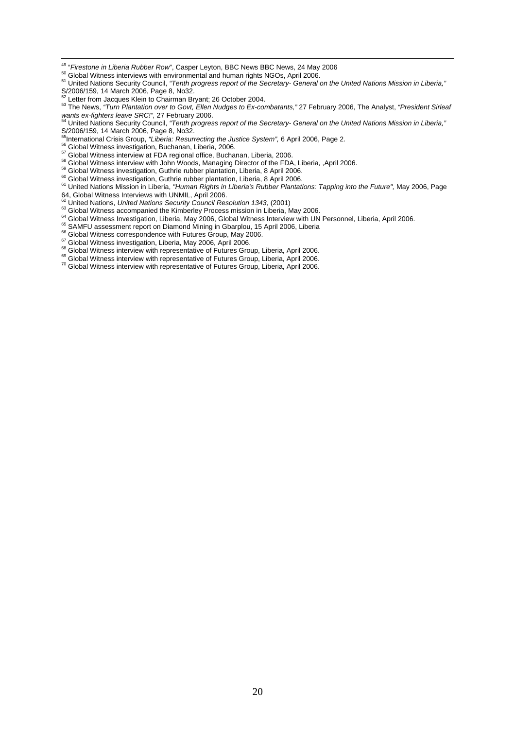[49] "*Firestone in Liberia Rubber Row*", Casper Leyton, BBC News BBC News, 24 May 2006

[50] Global Witness interviews with environmental and human rights NGOs, April 2006.

[51] United Nations Security Council, *"Tenth progress report of the Secretary- General on the United Nations Mission in Liberia,"* S/2006/159, 14 March 2006, Page 8, No32.

[52] Letter from Jacques Klein to Chairman Bryant; 26 October 2004.

[53] The News, *"Turn Plantation over to Govt, Ellen Nudges to Ex-combatants,"* 27 February 2006, The Analyst, *"President Sirleaf wants ex-fighters leave SRC!",* 27 February 2006.

[54] United Nations Security Council, *"Tenth progress report of the Secretary- General on the United Nations Mission in Liberia,"* S/2006/159, 14 March 2006, Page 8, No32.

[55] International Crisis Group, *"Liberia: Resurrecting the Justice System",* 6 April 2006, Page 2.

[56] Global Witness investigation, Buchanan, Liberia, 2006.

[57] Global Witness interview at FDA regional office, Buchanan, Liberia, 2006.

[58] Global Witness interview with John Woods, Managing Director of the FDA, Liberia, ,April 2006.

[59] Global Witness investigation, Guthrie rubber plantation, Liberia, 8 April 2006.

[60] Global Witness investigation, Guthrie rubber plantation, Liberia, 8 April 2006.

[61] United Nations Mission in Liberia, *"Human Rights in Liberia's Rubber Plantations: Tapping into the Future",* May 2006, Page 64, Global Witness Interviews with UNMIL, April 2006.

[62] United Nations, *United Nations Security Council Resolution 1343,* (2001)

[63] Global Witness accompanied the Kimberley Process mission in Liberia, May 2006.

[64] Global Witness Investigation, Liberia, May 2006, Global Witness Interview with UN Personnel, Liberia, April 2006.

[65] SAMFU assessment report on Diamond Mining in Gbarplou, 15 April 2006, Liberia

[66] Global Witness correspondence with Futures Group, May 2006.

[67] Global Witness investigation, Liberia, May 2006, April 2006.

[68] Global Witness interview with representative of Futures Group, Liberia, April 2006.

[69] Global Witness interview with representative of Futures Group, Liberia, April 2006.

[70] Global Witness interview with representative of Futures Group, Liberia, April 2006.